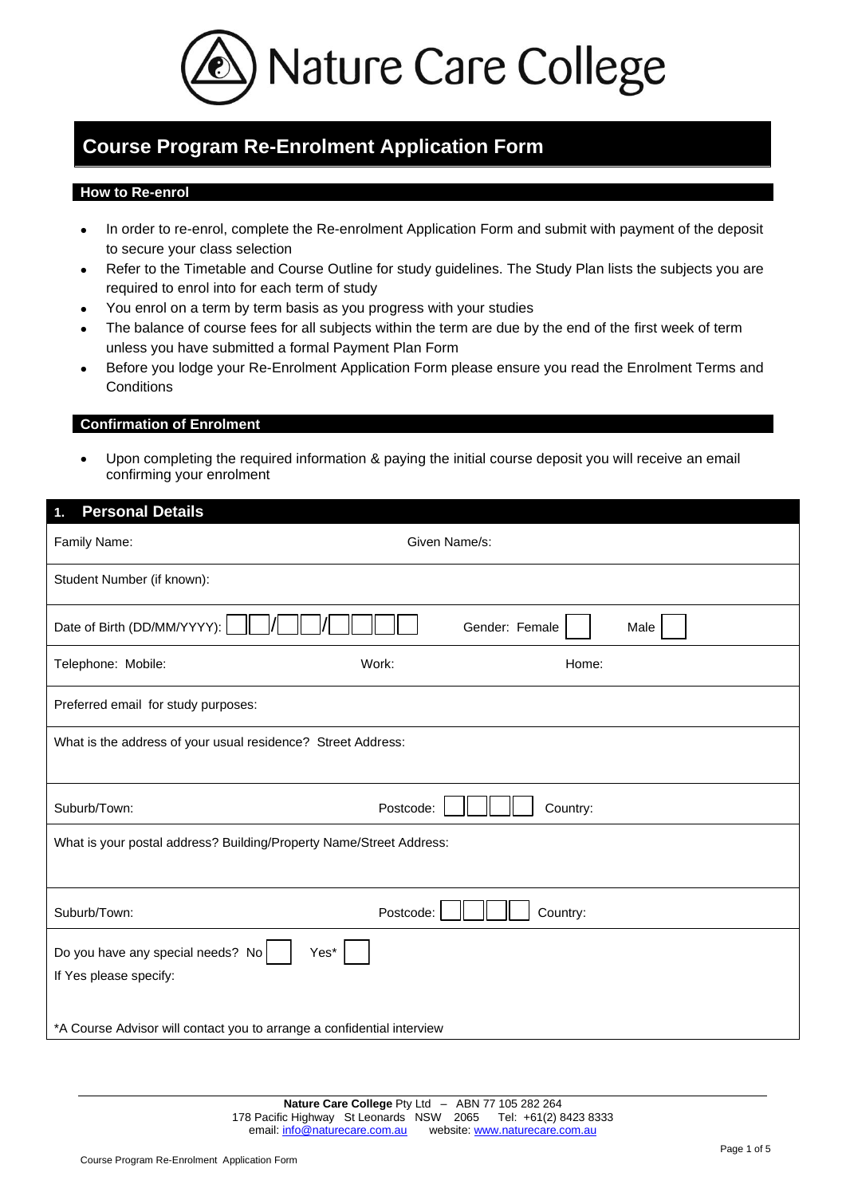# Nature Care College

## Course Program Re-Enrolment Application Form

### How to Re-enrol

- In order to re-enrol, complete the Re-enrolment Application Form and submit with payment of the deposit to secure your class selection
- Refer to the Timetable and Course Outline for study guidelines. The Study Plan lists the subjects you are required to enrol into for each term of study
- You enrol on a term by term basis as you progress with your studies
- The balance of course fees for all subjects within the term are due by the end of the first week of term unless you have submitted a formal Payment Plan Form
- Before you lodge your Re-Enrolment Application Form please ensure you read the Enrolment Terms and Conditions

### Confirmation of Enrolment

- Upon completing the required information & paying the initial course deposit you will receive an email confirming your enrolment

### 1. Personal Details

Family Name: Given Name/s:

Student Number (if known):

Date of Birth (DD/MM/YYYY): ☐☐/☐☐/☐☐☐☐ Gender: Female ☐ Male ☐

Telephone: Mobile: Work: Home:

Preferred email for study purposes:

What is the address of your usual residence? Street Address:

Suburb/Town: Postcode: ☐☐☐☐ Country:

What is your postal address? Building/Property Name/Street Address:

Suburb/Town: Postcode: ☐☐☐☐ Country:

Do you have any special needs? No ☐ Yes* ☐

If Yes please specify:

*A Course Advisor will contact you to arrange a confidential interview

**Nature Care College** Pty Ltd – ABN 77 105 282 264
178 Pacific Highway St Leonards NSW 2065 Tel: +61(2) 8423 8333
email: info@naturecare.com.au website: www.naturecare.com.au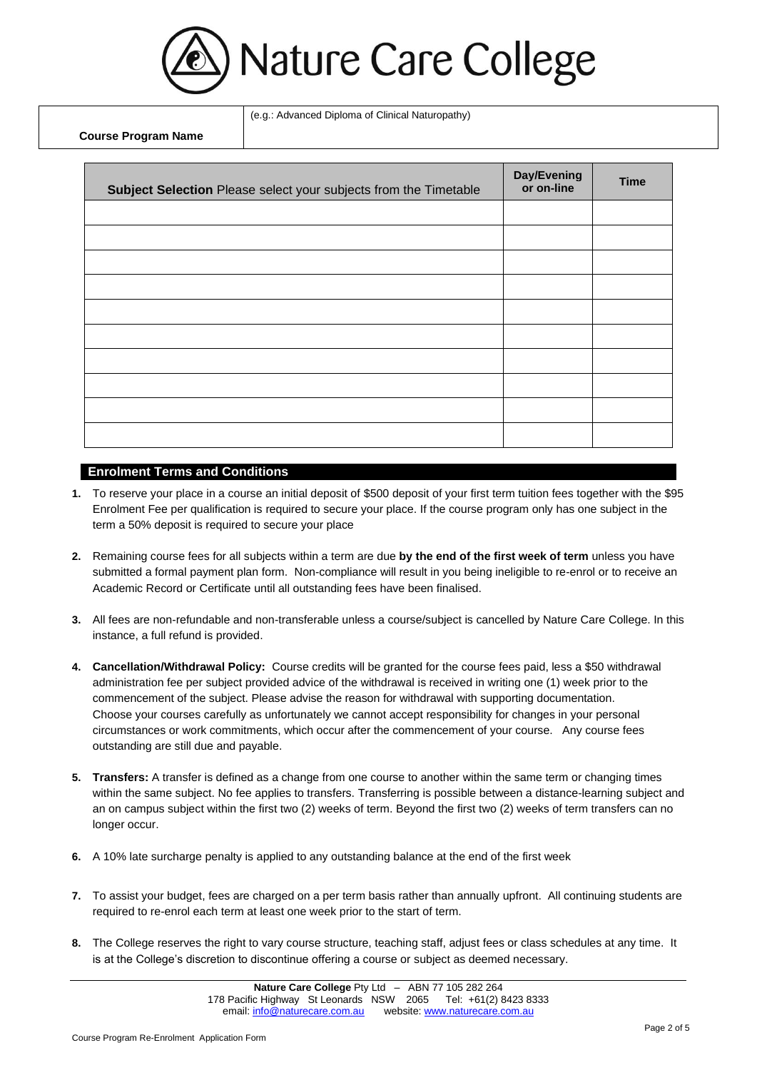# Nature Care College

| Course Program Name | (e.g.: Advanced Diploma of Clinical Naturopathy) |
| --- | --- |

| **Subject Selection** Please select your subjects from the Timetable | **Day/Evening or on-line** | **Time** |
| --- | --- | --- |
| | | |
| | | |
| | | |
| | | |
| | | |
| | | |
| | | |
| | | |
| | | |
| | | |

## Enrolment Terms and Conditions

1. To reserve your place in a course an initial deposit of $500 deposit of your first term tuition fees together with the $95 Enrolment Fee per qualification is required to secure your place. If the course program only has one subject in the term a 50% deposit is required to secure your place

2. Remaining course fees for all subjects within a term are due **by the end of the first week of term** unless you have submitted a formal payment plan form. Non-compliance will result in you being ineligible to re-enrol or to receive an Academic Record or Certificate until all outstanding fees have been finalised.

3. All fees are non-refundable and non-transferable unless a course/subject is cancelled by Nature Care College. In this instance, a full refund is provided.

4. **Cancellation/Withdrawal Policy:** Course credits will be granted for the course fees paid, less a $50 withdrawal administration fee per subject provided advice of the withdrawal is received in writing one (1) week prior to the commencement of the subject. Please advise the reason for withdrawal with supporting documentation.
   Choose your courses carefully as unfortunately we cannot accept responsibility for changes in your personal circumstances or work commitments, which occur after the commencement of your course. Any course fees outstanding are still due and payable.

5. **Transfers:** A transfer is defined as a change from one course to another within the same term or changing times within the same subject. No fee applies to transfers. Transferring is possible between a distance-learning subject and an on campus subject within the first two (2) weeks of term. Beyond the first two (2) weeks of term transfers can no longer occur.

6. A 10% late surcharge penalty is applied to any outstanding balance at the end of the first week

7. To assist your budget, fees are charged on a per term basis rather than annually upfront. All continuing students are required to re-enrol each term at least one week prior to the start of term.

8. The College reserves the right to vary course structure, teaching staff, adjust fees or class schedules at any time. It is at the College's discretion to discontinue offering a course or subject as deemed necessary.

**Nature Care College** Pty Ltd – ABN 77 105 282 264
178 Pacific Highway St Leonards NSW 2065 Tel: +61(2) 8423 8333
email: info@naturecare.com.au website: www.naturecare.com.au

Course Program Re-Enrolment Application Form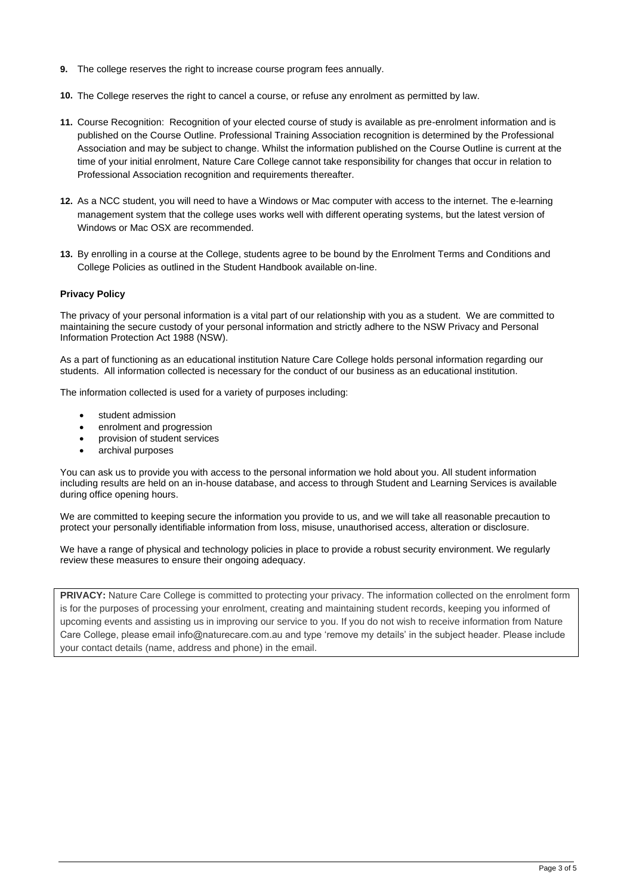9. The college reserves the right to increase course program fees annually.

10. The College reserves the right to cancel a course, or refuse any enrolment as permitted by law.

11. Course Recognition: Recognition of your elected course of study is available as pre-enrolment information and is published on the Course Outline. Professional Training Association recognition is determined by the Professional Association and may be subject to change. Whilst the information published on the Course Outline is current at the time of your initial enrolment, Nature Care College cannot take responsibility for changes that occur in relation to Professional Association recognition and requirements thereafter.

12. As a NCC student, you will need to have a Windows or Mac computer with access to the internet. The e-learning management system that the college uses works well with different operating systems, but the latest version of Windows or Mac OSX are recommended.

13. By enrolling in a course at the College, students agree to be bound by the Enrolment Terms and Conditions and College Policies as outlined in the Student Handbook available on-line.

**Privacy Policy**

The privacy of your personal information is a vital part of our relationship with you as a student. We are committed to maintaining the secure custody of your personal information and strictly adhere to the NSW Privacy and Personal Information Protection Act 1988 (NSW).

As a part of functioning as an educational institution Nature Care College holds personal information regarding our students. All information collected is necessary for the conduct of our business as an educational institution.

The information collected is used for a variety of purposes including:

- student admission
- enrolment and progression
- provision of student services
- archival purposes

You can ask us to provide you with access to the personal information we hold about you. All student information including results are held on an in-house database, and access to through Student and Learning Services is available during office opening hours.

We are committed to keeping secure the information you provide to us, and we will take all reasonable precaution to protect your personally identifiable information from loss, misuse, unauthorised access, alteration or disclosure.

We have a range of physical and technology policies in place to provide a robust security environment. We regularly review these measures to ensure their ongoing adequacy.

**PRIVACY:** Nature Care College is committed to protecting your privacy. The information collected on the enrolment form is for the purposes of processing your enrolment, creating and maintaining student records, keeping you informed of upcoming events and assisting us in improving our service to you. If you do not wish to receive information from Nature Care College, please email info@naturecare.com.au and type 'remove my details' in the subject header. Please include your contact details (name, address and phone) in the email.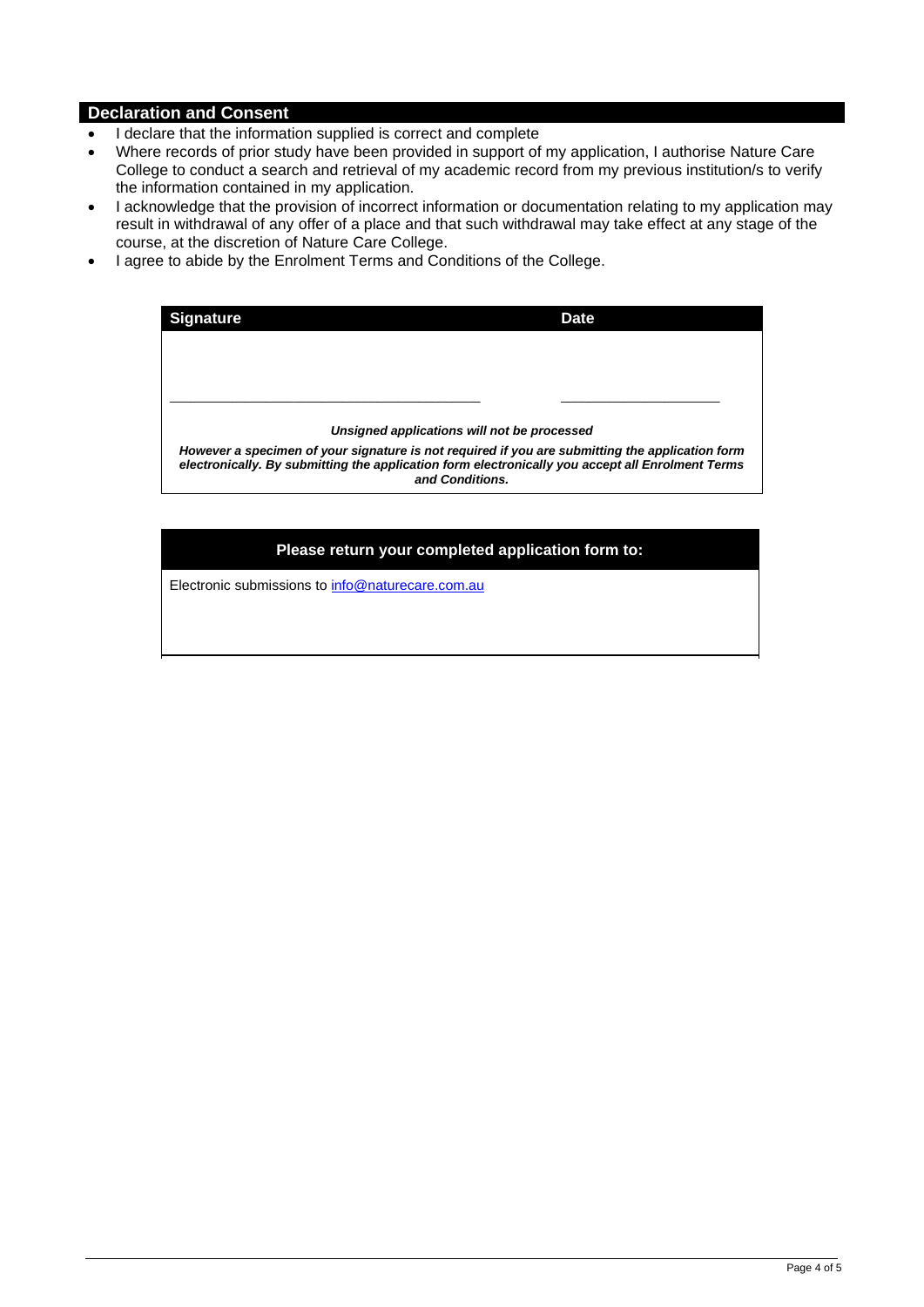## Declaration and Consent

- I declare that the information supplied is correct and complete
- Where records of prior study have been provided in support of my application, I authorise Nature Care College to conduct a search and retrieval of my academic record from my previous institution/s to verify the information contained in my application.
- I acknowledge that the provision of incorrect information or documentation relating to my application may result in withdrawal of any offer of a place and that such withdrawal may take effect at any stage of the course, at the discretion of Nature Care College.
- I agree to abide by the Enrolment Terms and Conditions of the College.

| Signature | Date |
|---|---|
| \_\_\_\_\_\_\_\_\_\_\_\_\_\_\_\_\_\_\_\_\_\_\_\_\_\_\_\_\_\_\_\_\_\_\_\_\_\_ | \_\_\_\_\_\_\_\_\_\_\_\_\_\_\_\_\_\_\_\_ |

***Unsigned applications will not be processed***

***However a specimen of your signature is not required if you are submitting the application form electronically. By submitting the application form electronically you accept all Enrolment Terms and Conditions.***

**Please return your completed application form to:**

Electronic submissions to [info@naturecare.com.au](mailto:info@naturecare.com.au)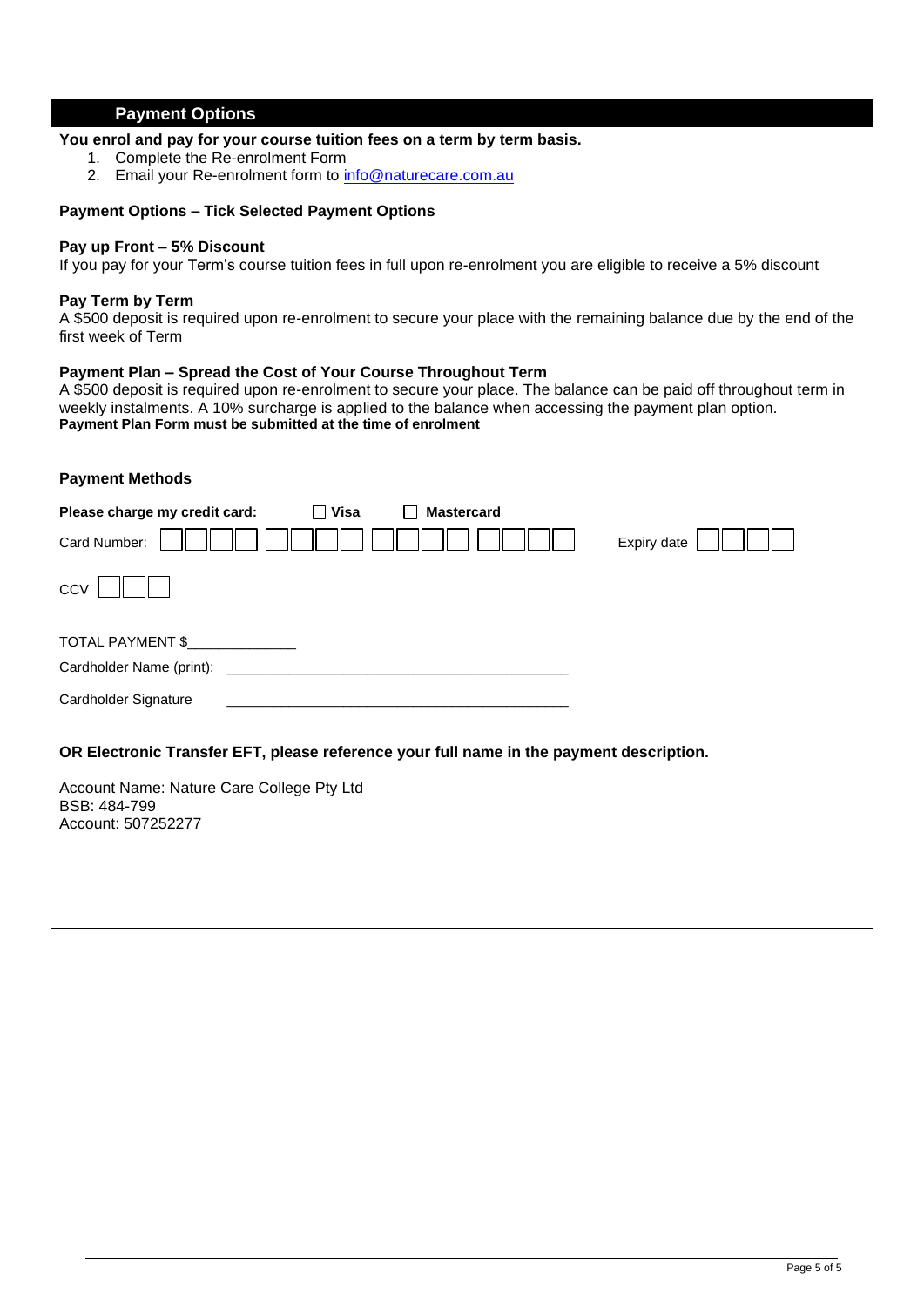## Payment Options

**You enrol and pay for your course tuition fees on a term by term basis.**

1. Complete the Re-enrolment Form
2. Email your Re-enrolment form to info@naturecare.com.au

**Payment Options – Tick Selected Payment Options**

**Pay up Front – 5% Discount**
If you pay for your Term's course tuition fees in full upon re-enrolment you are eligible to receive a 5% discount

**Pay Term by Term**
A $500 deposit is required upon re-enrolment to secure your place with the remaining balance due by the end of the first week of Term

**Payment Plan – Spread the Cost of Your Course Throughout Term**
A $500 deposit is required upon re-enrolment to secure your place. The balance can be paid off throughout term in weekly instalments. A 10% surcharge is applied to the balance when accessing the payment plan option.
**Payment Plan Form must be submitted at the time of enrolment**

**Payment Methods**

**Please charge my credit card:** ☐ **Visa** ☐ **Mastercard**

Card Number: ☐☐☐☐ ☐☐☐☐ ☐☐☐☐ ☐☐☐☐ Expiry date ☐☐☐☐

CCV ☐☐☐

TOTAL PAYMENT $_____________

Cardholder Name (print): ___________________________________________

Cardholder Signature ___________________________________________

**OR Electronic Transfer EFT, please reference your full name in the payment description.**

Account Name: Nature Care College Pty Ltd
BSB: 484-799
Account: 507252277